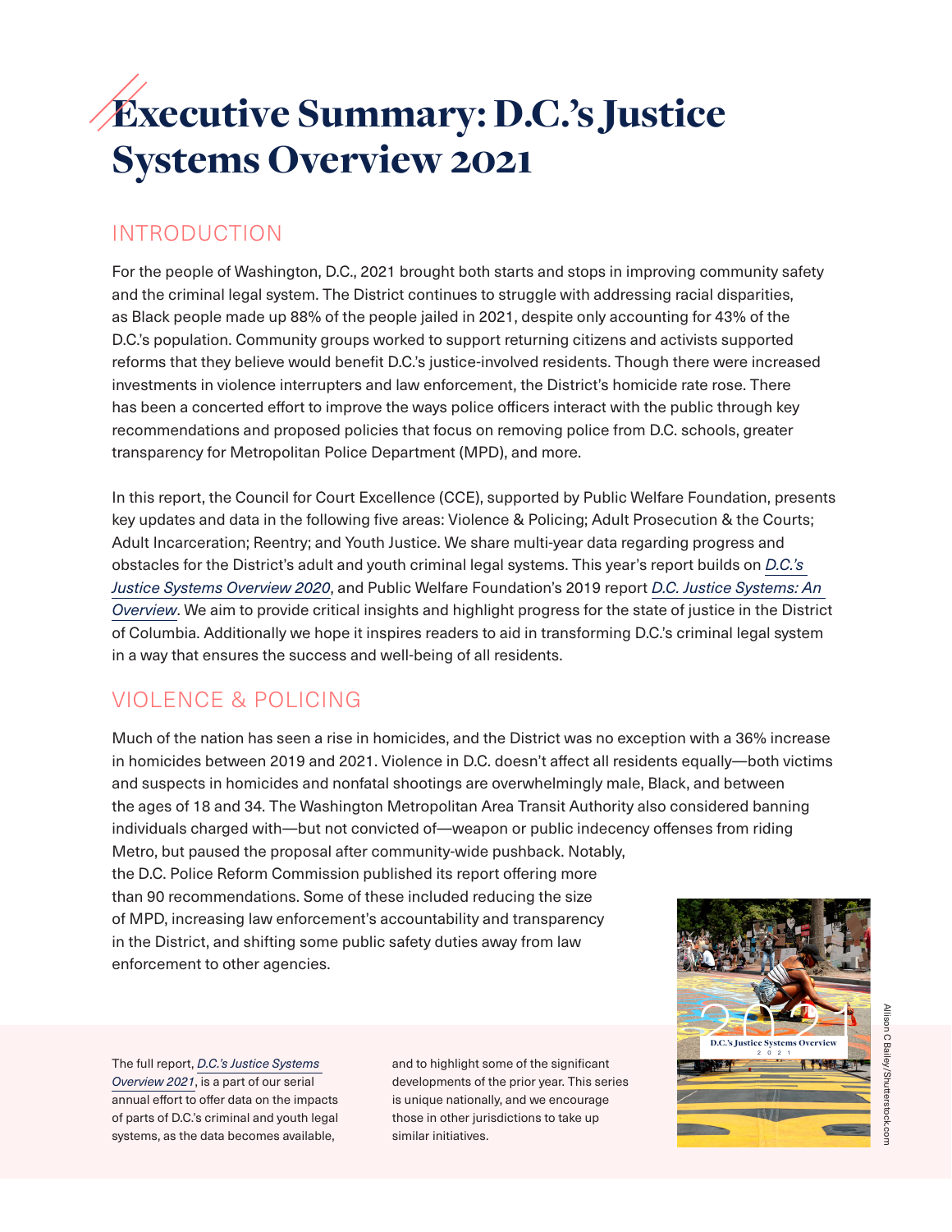# Executive Summary: D.C.'s Justice Systems Overview 2021

## INTRODUCTION

For the people of Washington, D.C., 2021 brought both starts and stops in improving community safety and the criminal legal system. The District continues to struggle with addressing racial disparities, as Black people made up 88% of the people jailed in 2021, despite only accounting for 43% of the D.C.'s population. Community groups worked to support returning citizens and activists supported reforms that they believe would benefit D.C.'s justice-involved residents. Though there were increased investments in violence interrupters and law enforcement, the District's homicide rate rose. There has been a concerted effort to improve the ways police officers interact with the public through key recommendations and proposed policies that focus on removing police from D.C. schools, greater transparency for Metropolitan Police Department (MPD), and more.

In this report, the Council for Court Excellence (CCE), supported by Public Welfare Foundation, presents key updates and data in the following five areas: Violence & Policing; Adult Prosecution & the Courts; Adult Incarceration; Reentry; and Youth Justice. We share multi-year data regarding progress and obstacles for the District's adult and youth criminal legal systems. This year's report builds on *D.C.'s Justice Systems Overview 2020*, and Public Welfare Foundation's 2019 report *D.C. Justice Systems: An Overview*. We aim to provide critical insights and highlight progress for the state of justice in the District of Columbia. Additionally we hope it inspires readers to aid in transforming D.C.'s criminal legal system in a way that ensures the success and well-being of all residents.

## VIOLENCE & POLICING

Much of the nation has seen a rise in homicides, and the District was no exception with a 36% increase in homicides between 2019 and 2021. Violence in D.C. doesn't affect all residents equally—both victims and suspects in homicides and nonfatal shootings are overwhelmingly male, Black, and between the ages of 18 and 34. The Washington Metropolitan Area Transit Authority also considered banning individuals charged with—but not convicted of—weapon or public indecency offenses from riding Metro, but paused the proposal after community-wide pushback. Notably, the D.C. Police Reform Commission published its report offering more than 90 recommendations. Some of these included reducing the size of MPD, increasing law enforcement's accountability and transparency in the District, and shifting some public safety duties away from law enforcement to other agencies.

The full report, *D.C.'s Justice Systems Overview 2021*, is a part of our serial annual effort to offer data on the impacts of parts of D.C.'s criminal and youth legal systems, as the data becomes available, and to highlight some of the significant developments of the prior year. This series is unique nationally, and we encourage those in other jurisdictions to take up similar initiatives.

Allison C Bailey/Shutterstock.com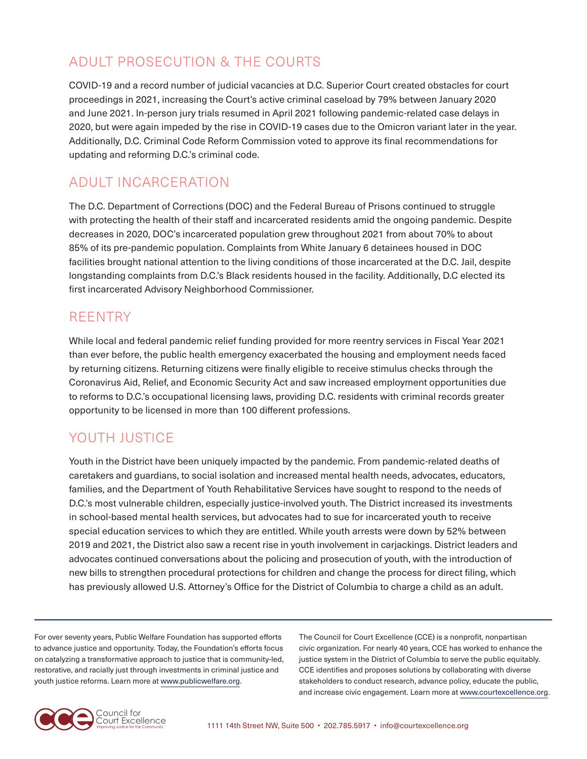## ADULT PROSECUTION & THE COURTS

COVID-19 and a record number of judicial vacancies at D.C. Superior Court created obstacles for court proceedings in 2021, increasing the Court's active criminal caseload by 79% between January 2020 and June 2021. In-person jury trials resumed in April 2021 following pandemic-related case delays in 2020, but were again impeded by the rise in COVID-19 cases due to the Omicron variant later in the year. Additionally, D.C. Criminal Code Reform Commission voted to approve its final recommendations for updating and reforming D.C.'s criminal code.

## ADULT INCARCERATION

The D.C. Department of Corrections (DOC) and the Federal Bureau of Prisons continued to struggle with protecting the health of their staff and incarcerated residents amid the ongoing pandemic. Despite decreases in 2020, DOC's incarcerated population grew throughout 2021 from about 70% to about 85% of its pre-pandemic population. Complaints from White January 6 detainees housed in DOC facilities brought national attention to the living conditions of those incarcerated at the D.C. Jail, despite longstanding complaints from D.C.'s Black residents housed in the facility. Additionally, D.C elected its first incarcerated Advisory Neighborhood Commissioner.

## REENTRY

While local and federal pandemic relief funding provided for more reentry services in Fiscal Year 2021 than ever before, the public health emergency exacerbated the housing and employment needs faced by returning citizens. Returning citizens were finally eligible to receive stimulus checks through the Coronavirus Aid, Relief, and Economic Security Act and saw increased employment opportunities due to reforms to D.C.'s occupational licensing laws, providing D.C. residents with criminal records greater opportunity to be licensed in more than 100 different professions.

## YOUTH JUSTICE

Youth in the District have been uniquely impacted by the pandemic. From pandemic-related deaths of caretakers and guardians, to social isolation and increased mental health needs, advocates, educators, families, and the Department of Youth Rehabilitative Services have sought to respond to the needs of D.C.'s most vulnerable children, especially justice-involved youth. The District increased its investments in school-based mental health services, but advocates had to sue for incarcerated youth to receive special education services to which they are entitled. While youth arrests were down by 52% between 2019 and 2021, the District also saw a recent rise in youth involvement in carjackings. District leaders and advocates continued conversations about the policing and prosecution of youth, with the introduction of new bills to strengthen procedural protections for children and change the process for direct filing, which has previously allowed U.S. Attorney's Office for the District of Columbia to charge a child as an adult.

---

For over seventy years, Public Welfare Foundation has supported efforts to advance justice and opportunity. Today, the Foundation's efforts focus on catalyzing a transformative approach to justice that is community-led, restorative, and racially just through investments in criminal justice and youth justice reforms. Learn more at www.publicwelfare.org.

The Council for Court Excellence (CCE) is a nonprofit, nonpartisan civic organization. For nearly 40 years, CCE has worked to enhance the justice system in the District of Columbia to serve the public equitably. CCE identifies and proposes solutions by collaborating with diverse stakeholders to conduct research, advance policy, educate the public, and increase civic engagement. Learn more at www.courtexcellence.org.

Council for Court Excellence — Improving Justice for the Community

1111 14th Street NW, Suite 500 • 202.785.5917 • info@courtexcellence.org